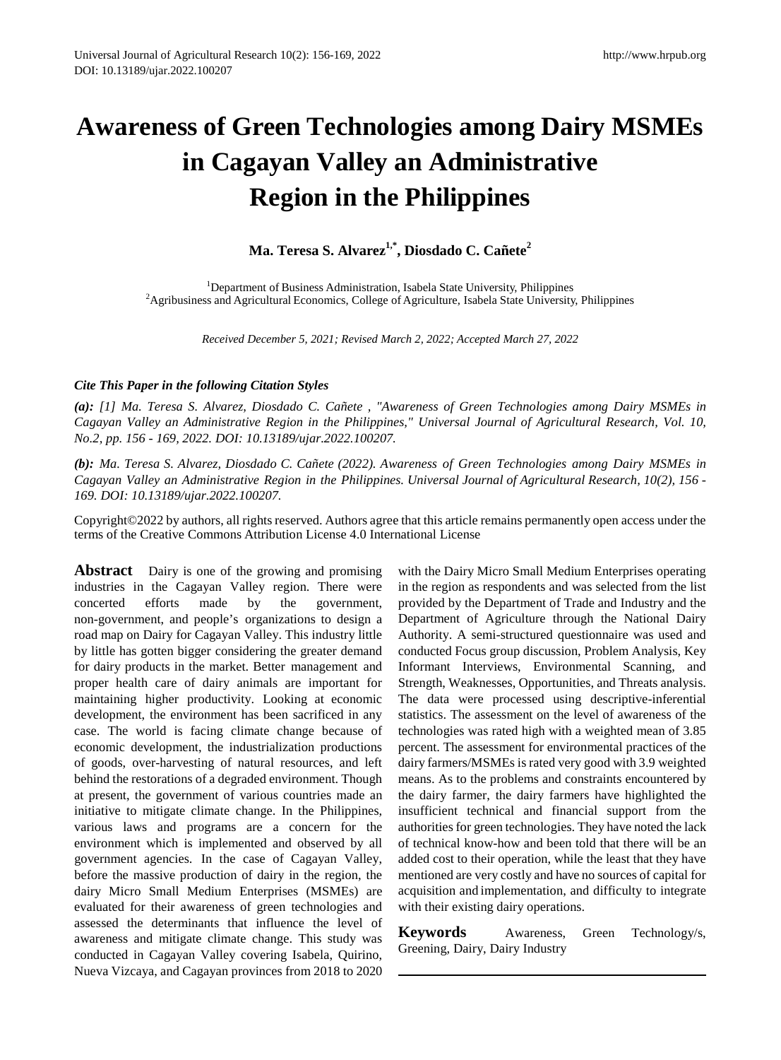# Awareness of Green Technologies among Dairy MSMEs in Cagayan Valley an Administrative Region in the Philippines

**Ma. Teresa S. Alvarez[1,*], Diosdado C. Cañete[2]**

[1]Department of Business Administration, Isabela State University, Philippines
[2]Agribusiness and Agricultural Economics, College of Agriculture, Isabela State University, Philippines

*Received December 5, 2021; Revised March 2, 2022; Accepted March 27, 2022*

***Cite This Paper in the following Citation Styles***

***(a):*** *[1] Ma. Teresa S. Alvarez, Diosdado C. Cañete , "Awareness of Green Technologies among Dairy MSMEs in Cagayan Valley an Administrative Region in the Philippines," Universal Journal of Agricultural Research, Vol. 10, No.2, pp. 156 - 169, 2022. DOI: 10.13189/ujar.2022.100207.*

***(b):*** *Ma. Teresa S. Alvarez, Diosdado C. Cañete (2022). Awareness of Green Technologies among Dairy MSMEs in Cagayan Valley an Administrative Region in the Philippines. Universal Journal of Agricultural Research, 10(2), 156 - 169. DOI: 10.13189/ujar.2022.100207.*

Copyright©2022 by authors, all rights reserved. Authors agree that this article remains permanently open access under the terms of the Creative Commons Attribution License 4.0 International License

**Abstract** Dairy is one of the growing and promising industries in the Cagayan Valley region. There were concerted efforts made by the government, non-government, and people's organizations to design a road map on Dairy for Cagayan Valley. This industry little by little has gotten bigger considering the greater demand for dairy products in the market. Better management and proper health care of dairy animals are important for maintaining higher productivity. Looking at economic development, the environment has been sacrificed in any case. The world is facing climate change because of economic development, the industrialization productions of goods, over-harvesting of natural resources, and left behind the restorations of a degraded environment. Though at present, the government of various countries made an initiative to mitigate climate change. In the Philippines, various laws and programs are a concern for the environment which is implemented and observed by all government agencies. In the case of Cagayan Valley, before the massive production of dairy in the region, the dairy Micro Small Medium Enterprises (MSMEs) are evaluated for their awareness of green technologies and assessed the determinants that influence the level of awareness and mitigate climate change. This study was conducted in Cagayan Valley covering Isabela, Quirino, Nueva Vizcaya, and Cagayan provinces from 2018 to 2020 with the Dairy Micro Small Medium Enterprises operating in the region as respondents and was selected from the list provided by the Department of Trade and Industry and the Department of Agriculture through the National Dairy Authority. A semi-structured questionnaire was used and conducted Focus group discussion, Problem Analysis, Key Informant Interviews, Environmental Scanning, and Strength, Weaknesses, Opportunities, and Threats analysis. The data were processed using descriptive-inferential statistics. The assessment on the level of awareness of the technologies was rated high with a weighted mean of 3.85 percent. The assessment for environmental practices of the dairy farmers/MSMEs is rated very good with 3.9 weighted means. As to the problems and constraints encountered by the dairy farmer, the dairy farmers have highlighted the insufficient technical and financial support from the authorities for green technologies. They have noted the lack of technical know-how and been told that there will be an added cost to their operation, while the least that they have mentioned are very costly and have no sources of capital for acquisition and implementation, and difficulty to integrate with their existing dairy operations.

**Keywords** Awareness, Green Technology/s, Greening, Dairy, Dairy Industry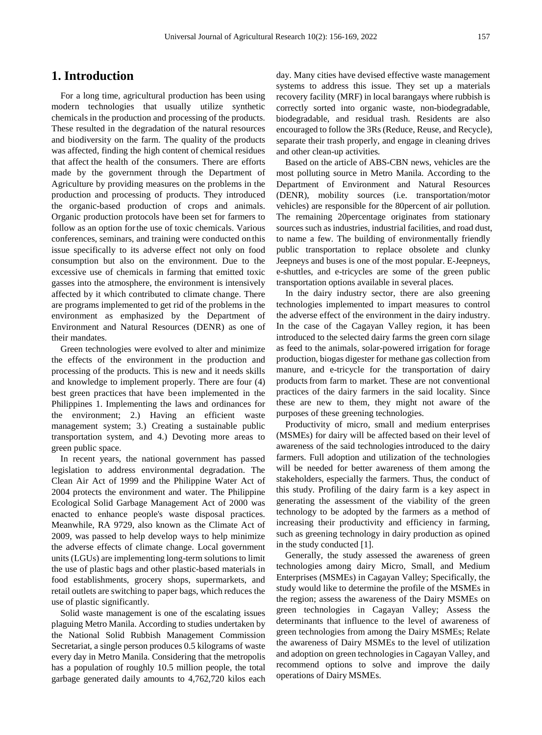# 1. Introduction

For a long time, agricultural production has been using modern technologies that usually utilize synthetic chemicals in the production and processing of the products. These resulted in the degradation of the natural resources and biodiversity on the farm. The quality of the products was affected, finding the high content of chemical residues that affect the health of the consumers. There are efforts made by the government through the Department of Agriculture by providing measures on the problems in the production and processing of products. They introduced the organic-based production of crops and animals. Organic production protocols have been set for farmers to follow as an option for the use of toxic chemicals. Various conferences, seminars, and training were conducted on this issue specifically to its adverse effect not only on food consumption but also on the environment. Due to the excessive use of chemicals in farming that emitted toxic gasses into the atmosphere, the environment is intensively affected by it which contributed to climate change. There are programs implemented to get rid of the problems in the environment as emphasized by the Department of Environment and Natural Resources (DENR) as one of their mandates.

Green technologies were evolved to alter and minimize the effects of the environment in the production and processing of the products. This is new and it needs skills and knowledge to implement properly. There are four (4) best green practices that have been implemented in the Philippines 1. Implementing the laws and ordinances for the environment; 2.) Having an efficient waste management system; 3.) Creating a sustainable public transportation system, and 4.) Devoting more areas to green public space.

In recent years, the national government has passed legislation to address environmental degradation. The Clean Air Act of 1999 and the Philippine Water Act of 2004 protects the environment and water. The Philippine Ecological Solid Garbage Management Act of 2000 was enacted to enhance people's waste disposal practices. Meanwhile, RA 9729, also known as the Climate Act of 2009, was passed to help develop ways to help minimize the adverse effects of climate change. Local government units (LGUs) are implementing long-term solutions to limit the use of plastic bags and other plastic-based materials in food establishments, grocery shops, supermarkets, and retail outlets are switching to paper bags, which reduces the use of plastic significantly.

Solid waste management is one of the escalating issues plaguing Metro Manila. According to studies undertaken by the National Solid Rubbish Management Commission Secretariat, a single person produces 0.5 kilograms of waste every day in Metro Manila. Considering that the metropolis has a population of roughly 10.5 million people, the total garbage generated daily amounts to 4,762,720 kilos each day. Many cities have devised effective waste management systems to address this issue. They set up a materials recovery facility (MRF) in local barangays where rubbish is correctly sorted into organic waste, non-biodegradable, biodegradable, and residual trash. Residents are also encouraged to follow the 3Rs (Reduce, Reuse, and Recycle), separate their trash properly, and engage in cleaning drives and other clean-up activities.

Based on the article of ABS-CBN news, vehicles are the most polluting source in Metro Manila. According to the Department of Environment and Natural Resources (DENR), mobility sources (i.e. transportation/motor vehicles) are responsible for the 80percent of air pollution. The remaining 20percentage originates from stationary sources such as industries, industrial facilities, and road dust, to name a few. The building of environmentally friendly public transportation to replace obsolete and clunky Jeepneys and buses is one of the most popular. E-Jeepneys, e-shuttles, and e-tricycles are some of the green public transportation options available in several places.

In the dairy industry sector, there are also greening technologies implemented to impart measures to control the adverse effect of the environment in the dairy industry. In the case of the Cagayan Valley region, it has been introduced to the selected dairy farms the green corn silage as feed to the animals, solar-powered irrigation for forage production, biogas digester for methane gas collection from manure, and e-tricycle for the transportation of dairy products from farm to market. These are not conventional practices of the dairy farmers in the said locality. Since these are new to them, they might not aware of the purposes of these greening technologies.

Productivity of micro, small and medium enterprises (MSMEs) for dairy will be affected based on their level of awareness of the said technologies introduced to the dairy farmers. Full adoption and utilization of the technologies will be needed for better awareness of them among the stakeholders, especially the farmers. Thus, the conduct of this study. Profiling of the dairy farm is a key aspect in generating the assessment of the viability of the green technology to be adopted by the farmers as a method of increasing their productivity and efficiency in farming, such as greening technology in dairy production as opined in the study conducted [1].

Generally, the study assessed the awareness of green technologies among dairy Micro, Small, and Medium Enterprises (MSMEs) in Cagayan Valley; Specifically, the study would like to determine the profile of the MSMEs in the region; assess the awareness of the Dairy MSMEs on green technologies in Cagayan Valley; Assess the determinants that influence to the level of awareness of green technologies from among the Dairy MSMEs; Relate the awareness of Dairy MSMEs to the level of utilization and adoption on green technologies in Cagayan Valley, and recommend options to solve and improve the daily operations of Dairy MSMEs.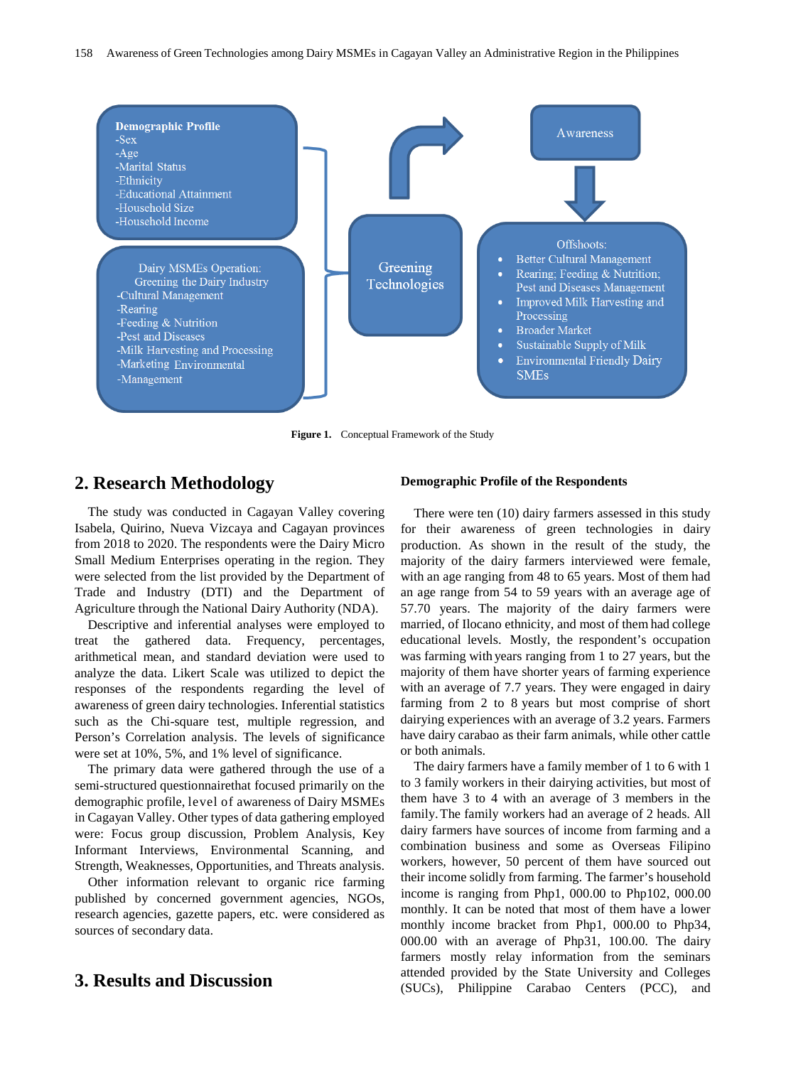**Demographic Profile**
-Sex
-Age
-Marital Status
-Ethnicity
-Educational Attainment
-Household Size
-Household Income

Dairy MSMEs Operation:
Greening the Dairy Industry
-Cultural Management
-Rearing
-Feeding & Nutrition
-Pest and Diseases
-Milk Harvesting and Processing
-Marketing Environmental
-Management

Greening Technologies

Awareness

Offshoots:
- Better Cultural Management
- Rearing; Feeding & Nutrition; Pest and Diseases Management
- Improved Milk Harvesting and Processing
- Broader Market
- Sustainable Supply of Milk
- Environmental Friendly Dairy SMEs

**Figure 1.** Conceptual Framework of the Study

## 2. Research Methodology

The study was conducted in Cagayan Valley covering Isabela, Quirino, Nueva Vizcaya and Cagayan provinces from 2018 to 2020. The respondents were the Dairy Micro Small Medium Enterprises operating in the region. They were selected from the list provided by the Department of Trade and Industry (DTI) and the Department of Agriculture through the National Dairy Authority (NDA).

Descriptive and inferential analyses were employed to treat the gathered data. Frequency, percentages, arithmetical mean, and standard deviation were used to analyze the data. Likert Scale was utilized to depict the responses of the respondents regarding the level of awareness of green dairy technologies. Inferential statistics such as the Chi-square test, multiple regression, and Person's Correlation analysis. The levels of significance were set at 10%, 5%, and 1% level of significance.

The primary data were gathered through the use of a semi-structured questionnairethat focused primarily on the demographic profile, level of awareness of Dairy MSMEs in Cagayan Valley. Other types of data gathering employed were: Focus group discussion, Problem Analysis, Key Informant Interviews, Environmental Scanning, and Strength, Weaknesses, Opportunities, and Threats analysis.

Other information relevant to organic rice farming published by concerned government agencies, NGOs, research agencies, gazette papers, etc. were considered as sources of secondary data.

## 3. Results and Discussion

### Demographic Profile of the Respondents

There were ten (10) dairy farmers assessed in this study for their awareness of green technologies in dairy production. As shown in the result of the study, the majority of the dairy farmers interviewed were female, with an age ranging from 48 to 65 years. Most of them had an age range from 54 to 59 years with an average age of 57.70 years. The majority of the dairy farmers were married, of Ilocano ethnicity, and most of them had college educational levels. Mostly, the respondent's occupation was farming with years ranging from 1 to 27 years, but the majority of them have shorter years of farming experience with an average of 7.7 years. They were engaged in dairy farming from 2 to 8 years but most comprise of short dairying experiences with an average of 3.2 years. Farmers have dairy carabao as their farm animals, while other cattle or both animals.

The dairy farmers have a family member of 1 to 6 with 1 to 3 family workers in their dairying activities, but most of them have 3 to 4 with an average of 3 members in the family. The family workers had an average of 2 heads. All dairy farmers have sources of income from farming and a combination business and some as Overseas Filipino workers, however, 50 percent of them have sourced out their income solidly from farming. The farmer's household income is ranging from Php1, 000.00 to Php102, 000.00 monthly. It can be noted that most of them have a lower monthly income bracket from Php1, 000.00 to Php34, 000.00 with an average of Php31, 100.00. The dairy farmers mostly relay information from the seminars attended provided by the State University and Colleges (SUCs), Philippine Carabao Centers (PCC), and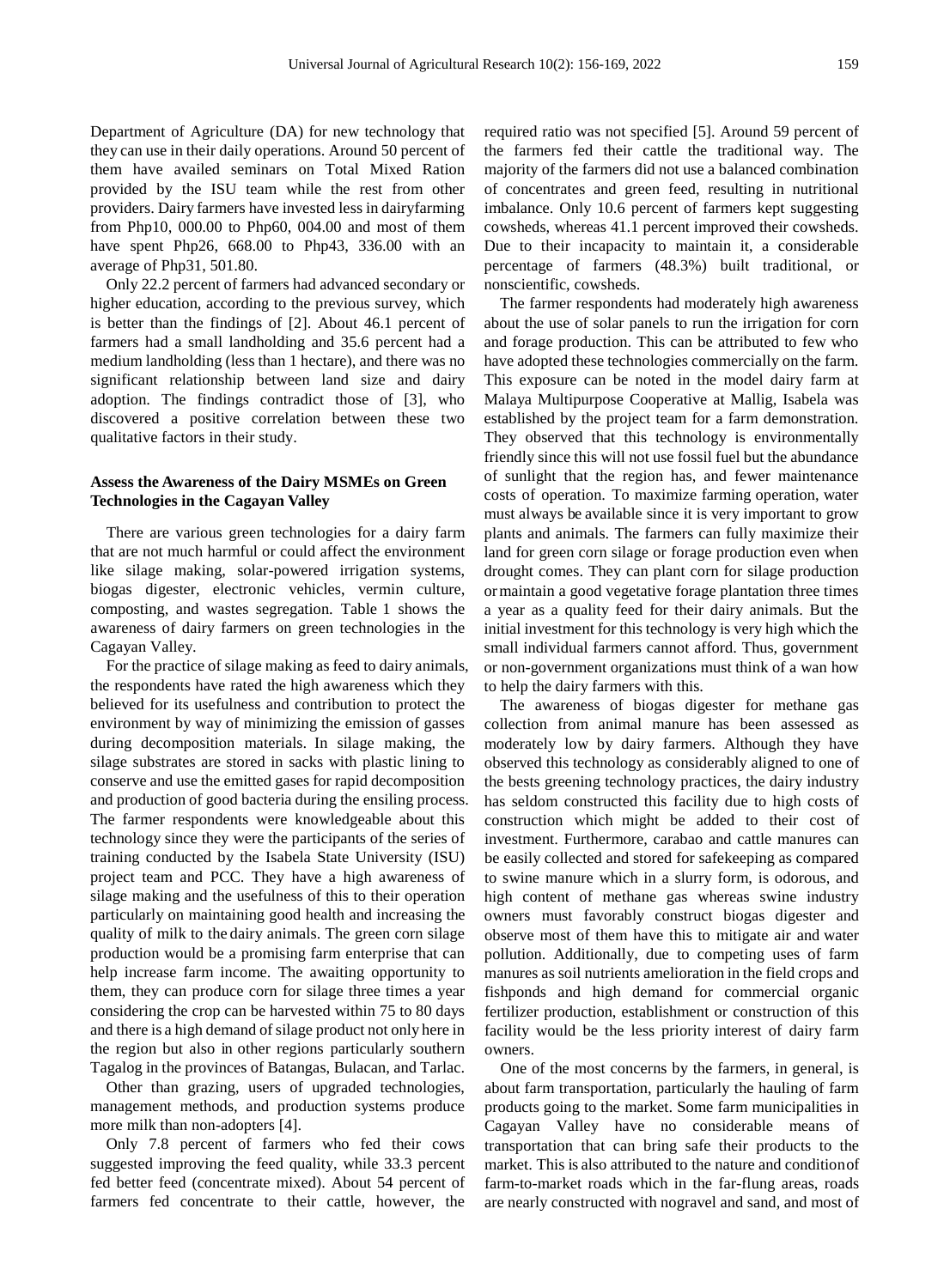Department of Agriculture (DA) for new technology that they can use in their daily operations. Around 50 percent of them have availed seminars on Total Mixed Ration provided by the ISU team while the rest from other providers. Dairy farmers have invested less in dairyfarming from Php10, 000.00 to Php60, 004.00 and most of them have spent Php26, 668.00 to Php43, 336.00 with an average of Php31, 501.80.

Only 22.2 percent of farmers had advanced secondary or higher education, according to the previous survey, which is better than the findings of [2]. About 46.1 percent of farmers had a small landholding and 35.6 percent had a medium landholding (less than 1 hectare), and there was no significant relationship between land size and dairy adoption. The findings contradict those of [3], who discovered a positive correlation between these two qualitative factors in their study.

### Assess the Awareness of the Dairy MSMEs on Green Technologies in the Cagayan Valley

There are various green technologies for a dairy farm that are not much harmful or could affect the environment like silage making, solar-powered irrigation systems, biogas digester, electronic vehicles, vermin culture, composting, and wastes segregation. Table 1 shows the awareness of dairy farmers on green technologies in the Cagayan Valley.

For the practice of silage making as feed to dairy animals, the respondents have rated the high awareness which they believed for its usefulness and contribution to protect the environment by way of minimizing the emission of gasses during decomposition materials. In silage making, the silage substrates are stored in sacks with plastic lining to conserve and use the emitted gases for rapid decomposition and production of good bacteria during the ensiling process. The farmer respondents were knowledgeable about this technology since they were the participants of the series of training conducted by the Isabela State University (ISU) project team and PCC. They have a high awareness of silage making and the usefulness of this to their operation particularly on maintaining good health and increasing the quality of milk to the dairy animals. The green corn silage production would be a promising farm enterprise that can help increase farm income. The awaiting opportunity to them, they can produce corn for silage three times a year considering the crop can be harvested within 75 to 80 days and there is a high demand of silage product not only here in the region but also in other regions particularly southern Tagalog in the provinces of Batangas, Bulacan, and Tarlac.

Other than grazing, users of upgraded technologies, management methods, and production systems produce more milk than non-adopters [4].

Only 7.8 percent of farmers who fed their cows suggested improving the feed quality, while 33.3 percent fed better feed (concentrate mixed). About 54 percent of farmers fed concentrate to their cattle, however, the required ratio was not specified [5]. Around 59 percent of the farmers fed their cattle the traditional way. The majority of the farmers did not use a balanced combination of concentrates and green feed, resulting in nutritional imbalance. Only 10.6 percent of farmers kept suggesting cowsheds, whereas 41.1 percent improved their cowsheds. Due to their incapacity to maintain it, a considerable percentage of farmers (48.3%) built traditional, or nonscientific, cowsheds.

The farmer respondents had moderately high awareness about the use of solar panels to run the irrigation for corn and forage production. This can be attributed to few who have adopted these technologies commercially on the farm. This exposure can be noted in the model dairy farm at Malaya Multipurpose Cooperative at Mallig, Isabela was established by the project team for a farm demonstration. They observed that this technology is environmentally friendly since this will not use fossil fuel but the abundance of sunlight that the region has, and fewer maintenance costs of operation. To maximize farming operation, water must always be available since it is very important to grow plants and animals. The farmers can fully maximize their land for green corn silage or forage production even when drought comes. They can plant corn for silage production ormaintain a good vegetative forage plantation three times a year as a quality feed for their dairy animals. But the initial investment for this technology is very high which the small individual farmers cannot afford. Thus, government or non-government organizations must think of a wan how to help the dairy farmers with this.

The awareness of biogas digester for methane gas collection from animal manure has been assessed as moderately low by dairy farmers. Although they have observed this technology as considerably aligned to one of the bests greening technology practices, the dairy industry has seldom constructed this facility due to high costs of construction which might be added to their cost of investment. Furthermore, carabao and cattle manures can be easily collected and stored for safekeeping as compared to swine manure which in a slurry form, is odorous, and high content of methane gas whereas swine industry owners must favorably construct biogas digester and observe most of them have this to mitigate air and water pollution. Additionally, due to competing uses of farm manures as soil nutrients amelioration in the field crops and fishponds and high demand for commercial organic fertilizer production, establishment or construction of this facility would be the less priority interest of dairy farm owners.

One of the most concerns by the farmers, in general, is about farm transportation, particularly the hauling of farm products going to the market. Some farm municipalities in Cagayan Valley have no considerable means of transportation that can bring safe their products to the market. This is also attributed to the nature and conditionof farm-to-market roads which in the far-flung areas, roads are nearly constructed with nogravel and sand, and most of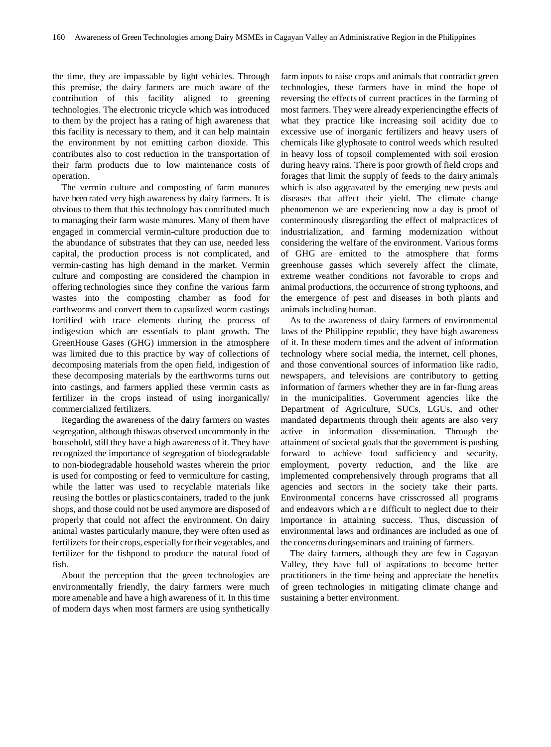the time, they are impassable by light vehicles. Through this premise, the dairy farmers are much aware of the contribution of this facility aligned to greening technologies. The electronic tricycle which was introduced to them by the project has a rating of high awareness that this facility is necessary to them, and it can help maintain the environment by not emitting carbon dioxide. This contributes also to cost reduction in the transportation of their farm products due to low maintenance costs of operation.

The vermin culture and composting of farm manures have been rated very high awareness by dairy farmers. It is obvious to them that this technology has contributed much to managing their farm waste manures. Many of them have engaged in commercial vermin-culture production due to the abundance of substrates that they can use, needed less capital, the production process is not complicated, and vermin-casting has high demand in the market. Vermin culture and composting are considered the champion in offering technologies since they confine the various farm wastes into the composting chamber as food for earthworms and convert them to capsulized worm castings fortified with trace elements during the process of indigestion which are essentials to plant growth. The GreenHouse Gases (GHG) immersion in the atmosphere was limited due to this practice by way of collections of decomposing materials from the open field, indigestion of these decomposing materials by the earthworms turns out into castings, and farmers applied these vermin casts as fertilizer in the crops instead of using inorganically/ commercialized fertilizers.

Regarding the awareness of the dairy farmers on wastes segregation, although thiswas observed uncommonly in the household, still they have a high awareness of it. They have recognized the importance of segregation of biodegradable to non-biodegradable household wastes wherein the prior is used for composting or feed to vermiculture for casting, while the latter was used to recyclable materials like reusing the bottles or plastics containers, traded to the junk shops, and those could not be used anymore are disposed of properly that could not affect the environment. On dairy animal wastes particularly manure, they were often used as fertilizers for their crops, especially for their vegetables, and fertilizer for the fishpond to produce the natural food of fish.

About the perception that the green technologies are environmentally friendly, the dairy farmers were much more amenable and have a high awareness of it. In this time of modern days when most farmers are using synthetically farm inputs to raise crops and animals that contradict green technologies, these farmers have in mind the hope of reversing the effects of current practices in the farming of most farmers. They were already experiencingthe effects of what they practice like increasing soil acidity due to excessive use of inorganic fertilizers and heavy users of chemicals like glyphosate to control weeds which resulted in heavy loss of topsoil complemented with soil erosion during heavy rains. There is poor growth of field crops and forages that limit the supply of feeds to the dairy animals which is also aggravated by the emerging new pests and diseases that affect their yield. The climate change phenomenon we are experiencing now a day is proof of conterminously disregarding the effect of malpractices of industrialization, and farming modernization without considering the welfare of the environment. Various forms of GHG are emitted to the atmosphere that forms greenhouse gasses which severely affect the climate, extreme weather conditions not favorable to crops and animal productions, the occurrence of strong typhoons, and the emergence of pest and diseases in both plants and animals including human.

As to the awareness of dairy farmers of environmental laws of the Philippine republic, they have high awareness of it. In these modern times and the advent of information technology where social media, the internet, cell phones, and those conventional sources of information like radio, newspapers, and televisions are contributory to getting information of farmers whether they are in far-flung areas in the municipalities. Government agencies like the Department of Agriculture, SUCs, LGUs, and other mandated departments through their agents are also very active in information dissemination. Through the attainment of societal goals that the government is pushing forward to achieve food sufficiency and security, employment, poverty reduction, and the like are implemented comprehensively through programs that all agencies and sectors in the society take their parts. Environmental concerns have crisscrossed all programs and endeavors which are difficult to neglect due to their importance in attaining success. Thus, discussion of environmental laws and ordinances are included as one of the concerns duringseminars and training of farmers.

The dairy farmers, although they are few in Cagayan Valley, they have full of aspirations to become better practitioners in the time being and appreciate the benefits of green technologies in mitigating climate change and sustaining a better environment.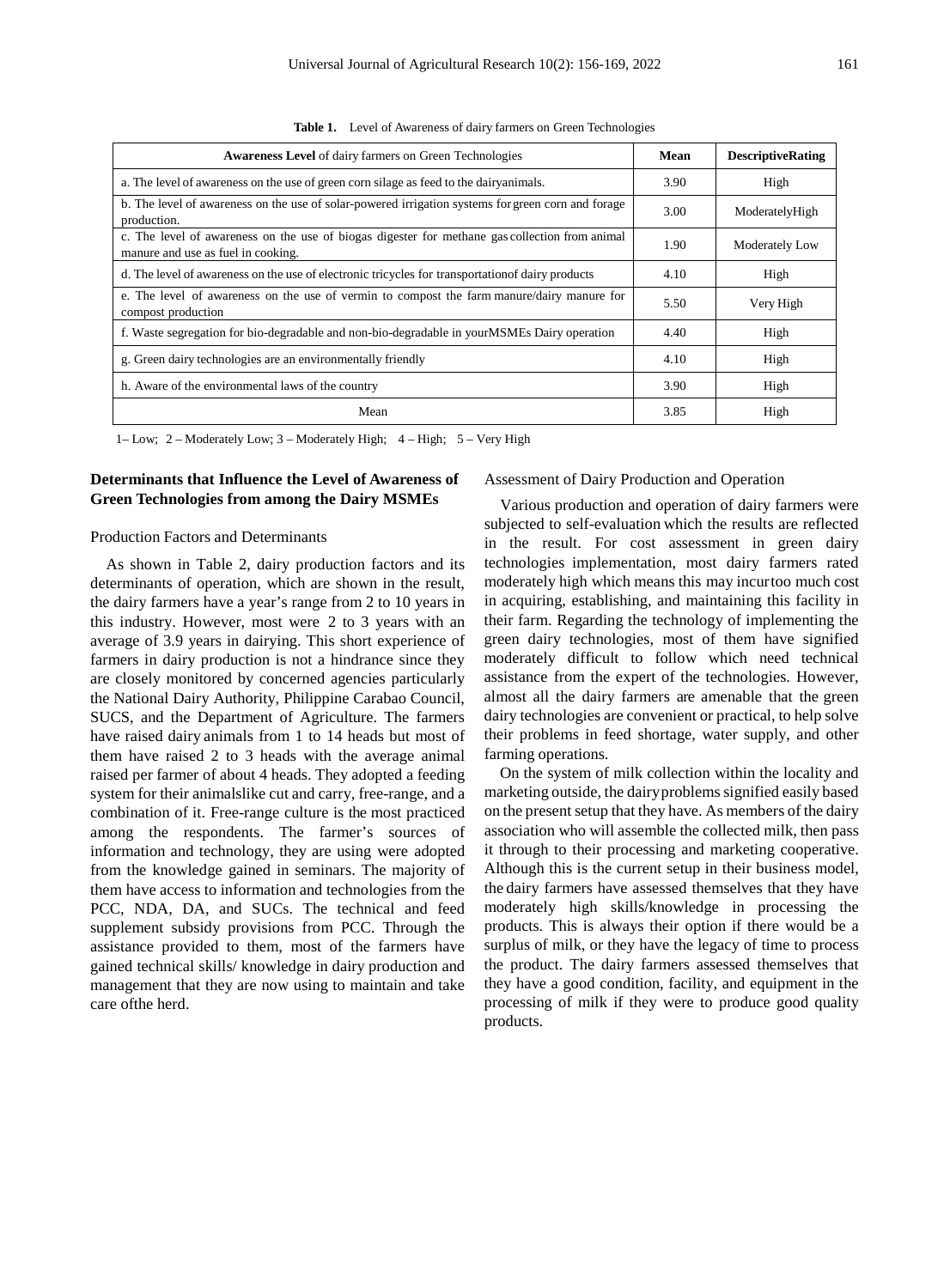**Table 1.** Level of Awareness of dairy farmers on Green Technologies

| **Awareness Level** of dairy farmers on Green Technologies | **Mean** | **DescriptiveRating** |
|---|---|---|
| a. The level of awareness on the use of green corn silage as feed to the dairyanimals. | 3.90 | High |
| b. The level of awareness on the use of solar-powered irrigation systems for green corn and forage production. | 3.00 | ModeratelyHigh |
| c. The level of awareness on the use of biogas digester for methane gas collection from animal manure and use as fuel in cooking. | 1.90 | Moderately Low |
| d. The level of awareness on the use of electronic tricycles for transportationof dairy products | 4.10 | High |
| e. The level of awareness on the use of vermin to compost the farm manure/dairy manure for compost production | 5.50 | Very High |
| f. Waste segregation for bio-degradable and non-bio-degradable in yourMSMEs Dairy operation | 4.40 | High |
| g. Green dairy technologies are an environmentally friendly | 4.10 | High |
| h. Aware of the environmental laws of the country | 3.90 | High |
| Mean | 3.85 | High |

1– Low; 2 – Moderately Low; 3 – Moderately High; 4 – High; 5 – Very High

### Determinants that Influence the Level of Awareness of Green Technologies from among the Dairy MSMEs

Production Factors and Determinants

As shown in Table 2, dairy production factors and its determinants of operation, which are shown in the result, the dairy farmers have a year's range from 2 to 10 years in this industry. However, most were 2 to 3 years with an average of 3.9 years in dairying. This short experience of farmers in dairy production is not a hindrance since they are closely monitored by concerned agencies particularly the National Dairy Authority, Philippine Carabao Council, SUCS, and the Department of Agriculture. The farmers have raised dairy animals from 1 to 14 heads but most of them have raised 2 to 3 heads with the average animal raised per farmer of about 4 heads. They adopted a feeding system for their animalslike cut and carry, free-range, and a combination of it. Free-range culture is the most practiced among the respondents. The farmer's sources of information and technology, they are using were adopted from the knowledge gained in seminars. The majority of them have access to information and technologies from the PCC, NDA, DA, and SUCs. The technical and feed supplement subsidy provisions from PCC. Through the assistance provided to them, most of the farmers have gained technical skills/ knowledge in dairy production and management that they are now using to maintain and take care ofthe herd.

Assessment of Dairy Production and Operation

Various production and operation of dairy farmers were subjected to self-evaluation which the results are reflected in the result. For cost assessment in green dairy technologies implementation, most dairy farmers rated moderately high which means this may incurtoo much cost in acquiring, establishing, and maintaining this facility in their farm. Regarding the technology of implementing the green dairy technologies, most of them have signified moderately difficult to follow which need technical assistance from the expert of the technologies. However, almost all the dairy farmers are amenable that the green dairy technologies are convenient or practical, to help solve their problems in feed shortage, water supply, and other farming operations.

On the system of milk collection within the locality and marketing outside, the dairyproblems signified easily based on the present setup that they have. As members of the dairy association who will assemble the collected milk, then pass it through to their processing and marketing cooperative. Although this is the current setup in their business model, the dairy farmers have assessed themselves that they have moderately high skills/knowledge in processing the products. This is always their option if there would be a surplus of milk, or they have the legacy of time to process the product. The dairy farmers assessed themselves that they have a good condition, facility, and equipment in the processing of milk if they were to produce good quality products.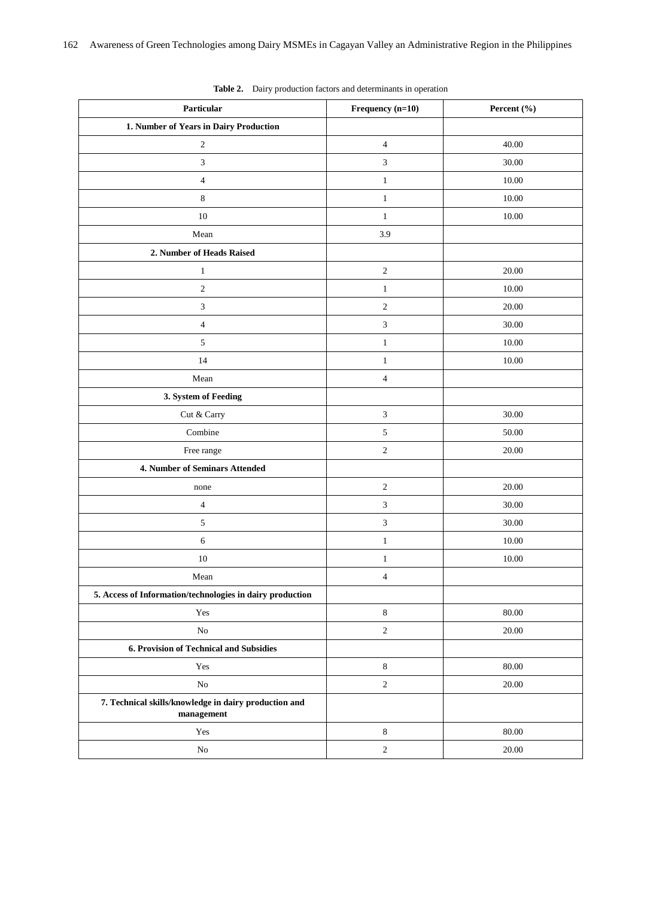**Table 2.** Dairy production factors and determinants in operation

| Particular | Frequency (n=10) | Percent (%) |
|---|---|---|
| **1. Number of Years in Dairy Production** | | |
| 2 | 4 | 40.00 |
| 3 | 3 | 30.00 |
| 4 | 1 | 10.00 |
| 8 | 1 | 10.00 |
| 10 | 1 | 10.00 |
| Mean | 3.9 | |
| **2. Number of Heads Raised** | | |
| 1 | 2 | 20.00 |
| 2 | 1 | 10.00 |
| 3 | 2 | 20.00 |
| 4 | 3 | 30.00 |
| 5 | 1 | 10.00 |
| 14 | 1 | 10.00 |
| Mean | 4 | |
| **3. System of Feeding** | | |
| Cut & Carry | 3 | 30.00 |
| Combine | 5 | 50.00 |
| Free range | 2 | 20.00 |
| **4. Number of Seminars Attended** | | |
| none | 2 | 20.00 |
| 4 | 3 | 30.00 |
| 5 | 3 | 30.00 |
| 6 | 1 | 10.00 |
| 10 | 1 | 10.00 |
| Mean | 4 | |
| **5. Access of Information/technologies in dairy production** | | |
| Yes | 8 | 80.00 |
| No | 2 | 20.00 |
| **6. Provision of Technical and Subsidies** | | |
| Yes | 8 | 80.00 |
| No | 2 | 20.00 |
| **7. Technical skills/knowledge in dairy production and management** | | |
| Yes | 8 | 80.00 |
| No | 2 | 20.00 |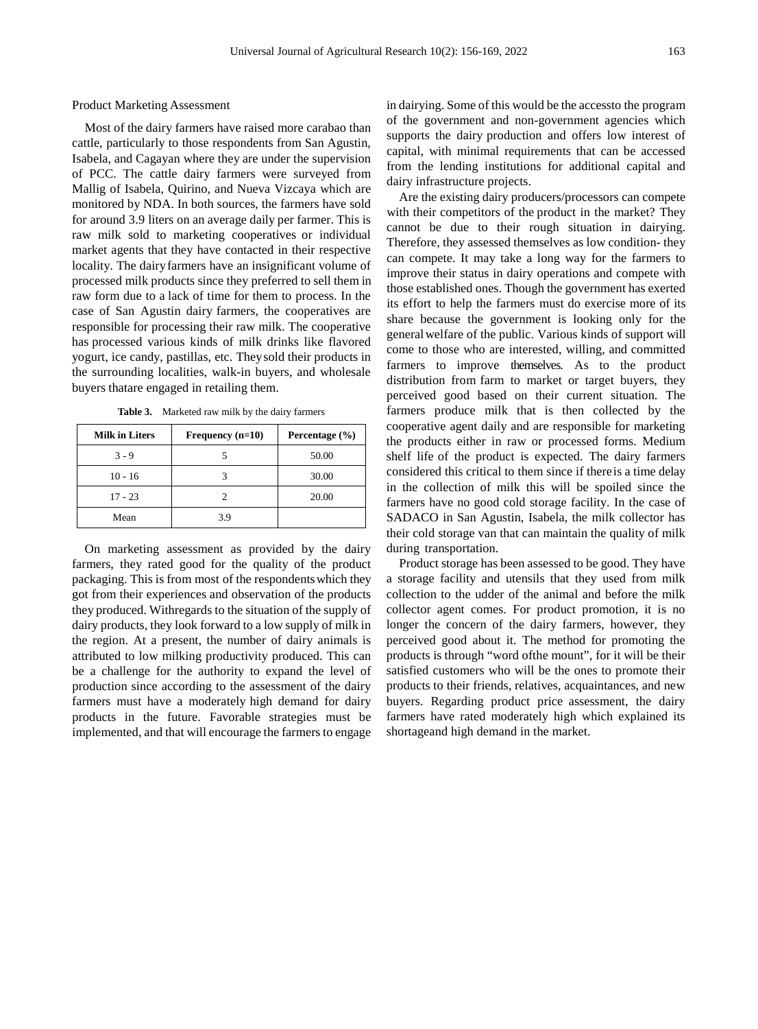Product Marketing Assessment

Most of the dairy farmers have raised more carabao than cattle, particularly to those respondents from San Agustin, Isabela, and Cagayan where they are under the supervision of PCC. The cattle dairy farmers were surveyed from Mallig of Isabela, Quirino, and Nueva Vizcaya which are monitored by NDA. In both sources, the farmers have sold for around 3.9 liters on an average daily per farmer. This is raw milk sold to marketing cooperatives or individual market agents that they have contacted in their respective locality. The dairy farmers have an insignificant volume of processed milk products since they preferred to sell them in raw form due to a lack of time for them to process. In the case of San Agustin dairy farmers, the cooperatives are responsible for processing their raw milk. The cooperative has processed various kinds of milk drinks like flavored yogurt, ice candy, pastillas, etc. They sold their products in the surrounding localities, walk-in buyers, and wholesale buyers that are engaged in retailing them.

**Table 3.** Marketed raw milk by the dairy farmers

| Milk in Liters | Frequency (n=10) | Percentage (%) |
|---|---|---|
| 3 - 9 | 5 | 50.00 |
| 10 - 16 | 3 | 30.00 |
| 17 - 23 | 2 | 20.00 |
| Mean | 3.9 | |

On marketing assessment as provided by the dairy farmers, they rated good for the quality of the product packaging. This is from most of the respondents which they got from their experiences and observation of the products they produced. With regards to the situation of the supply of dairy products, they look forward to a low supply of milk in the region. At a present, the number of dairy animals is attributed to low milking productivity produced. This can be a challenge for the authority to expand the level of production since according to the assessment of the dairy farmers must have a moderately high demand for dairy products in the future. Favorable strategies must be implemented, and that will encourage the farmers to engage in dairying. Some of this would be the access to the program of the government and non-government agencies which supports the dairy production and offers low interest of capital, with minimal requirements that can be accessed from the lending institutions for additional capital and dairy infrastructure projects.

Are the existing dairy producers/processors can compete with their competitors of the product in the market? They cannot be due to their rough situation in dairying. Therefore, they assessed themselves as low condition- they can compete. It may take a long way for the farmers to improve their status in dairy operations and compete with those established ones. Though the government has exerted its effort to help the farmers must do exercise more of its share because the government is looking only for the general welfare of the public. Various kinds of support will come to those who are interested, willing, and committed farmers to improve themselves. As to the product distribution from farm to market or target buyers, they perceived good based on their current situation. The farmers produce milk that is then collected by the cooperative agent daily and are responsible for marketing the products either in raw or processed forms. Medium shelf life of the product is expected. The dairy farmers considered this critical to them since if there is a time delay in the collection of milk this will be spoiled since the farmers have no good cold storage facility. In the case of SADACO in San Agustin, Isabela, the milk collector has their cold storage van that can maintain the quality of milk during transportation.

Product storage has been assessed to be good. They have a storage facility and utensils that they used from milk collection to the udder of the animal and before the milk collector agent comes. For product promotion, it is no longer the concern of the dairy farmers, however, they perceived good about it. The method for promoting the products is through "word of the mount", for it will be their satisfied customers who will be the ones to promote their products to their friends, relatives, acquaintances, and new buyers. Regarding product price assessment, the dairy farmers have rated moderately high which explained its shortage and high demand in the market.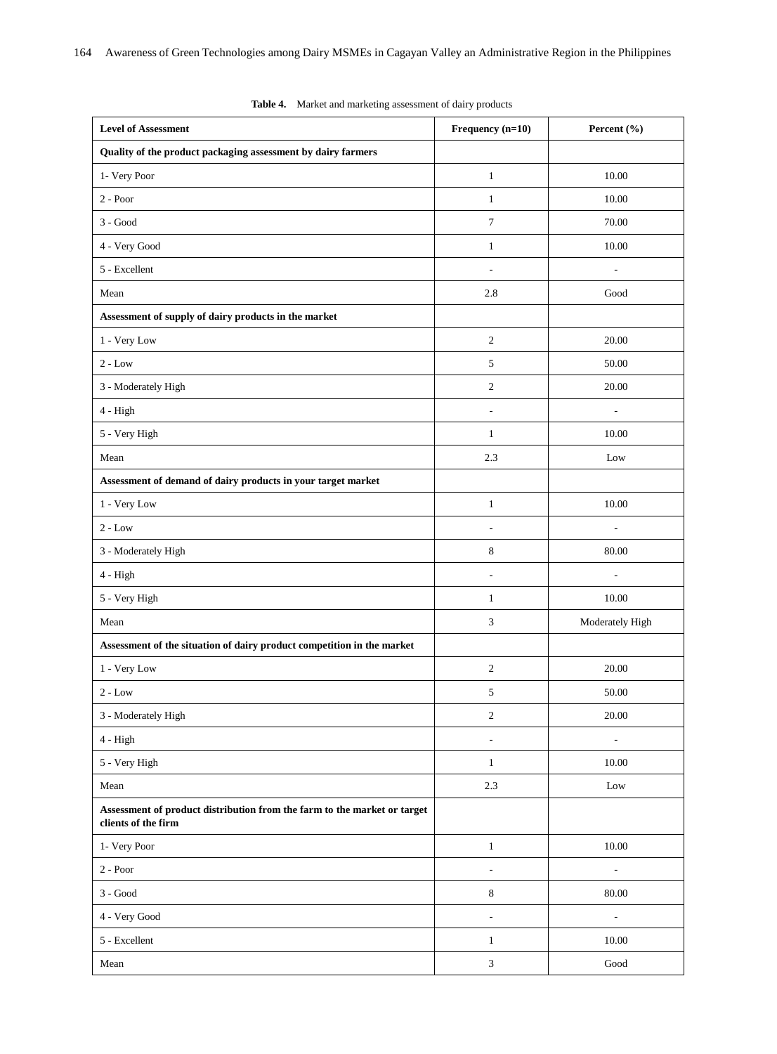**Table 4.** Market and marketing assessment of dairy products

| Level of Assessment | Frequency (n=10) | Percent (%) |
|---|---|---|
| **Quality of the product packaging assessment by dairy farmers** | | |
| 1- Very Poor | 1 | 10.00 |
| 2 - Poor | 1 | 10.00 |
| 3 - Good | 7 | 70.00 |
| 4 - Very Good | 1 | 10.00 |
| 5 - Excellent | - | - |
| Mean | 2.8 | Good |
| **Assessment of supply of dairy products in the market** | | |
| 1 - Very Low | 2 | 20.00 |
| 2 - Low | 5 | 50.00 |
| 3 - Moderately High | 2 | 20.00 |
| 4 - High | - | - |
| 5 - Very High | 1 | 10.00 |
| Mean | 2.3 | Low |
| **Assessment of demand of dairy products in your target market** | | |
| 1 - Very Low | 1 | 10.00 |
| 2 - Low | - | - |
| 3 - Moderately High | 8 | 80.00 |
| 4 - High | - | - |
| 5 - Very High | 1 | 10.00 |
| Mean | 3 | Moderately High |
| **Assessment of the situation of dairy product competition in the market** | | |
| 1 - Very Low | 2 | 20.00 |
| 2 - Low | 5 | 50.00 |
| 3 - Moderately High | 2 | 20.00 |
| 4 - High | - | - |
| 5 - Very High | 1 | 10.00 |
| Mean | 2.3 | Low |
| **Assessment of product distribution from the farm to the market or target clients of the firm** | | |
| 1- Very Poor | 1 | 10.00 |
| 2 - Poor | - | - |
| 3 - Good | 8 | 80.00 |
| 4 - Very Good | - | - |
| 5 - Excellent | 1 | 10.00 |
| Mean | 3 | Good |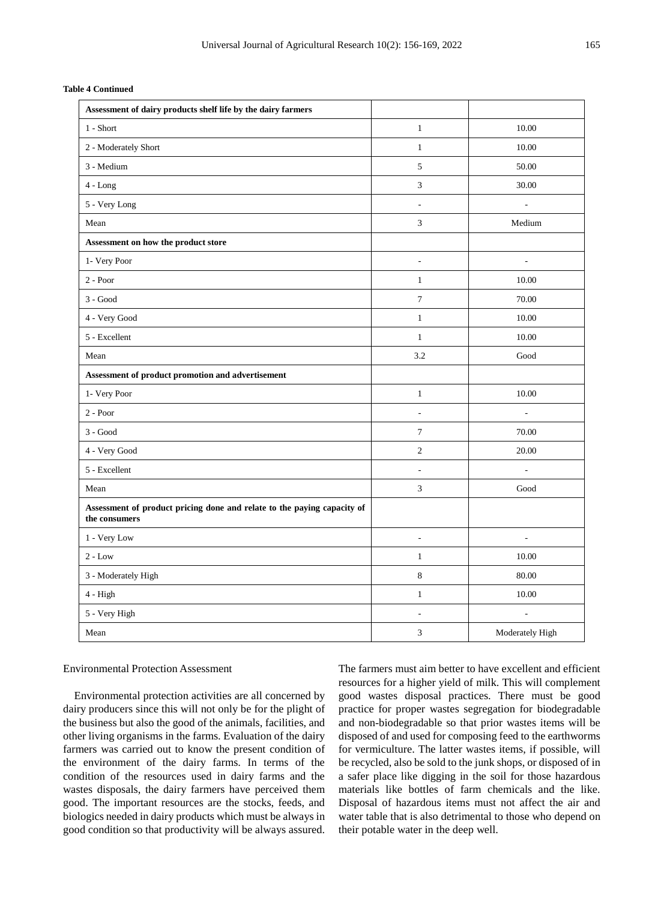**Table 4 Continued**

| **Assessment of dairy products shelf life by the dairy farmers** | | |
|---|---|---|
| 1 - Short | 1 | 10.00 |
| 2 - Moderately Short | 1 | 10.00 |
| 3 - Medium | 5 | 50.00 |
| 4 - Long | 3 | 30.00 |
| 5 - Very Long | - | - |
| Mean | 3 | Medium |
| **Assessment on how the product store** | | |
| 1- Very Poor | - | - |
| 2 - Poor | 1 | 10.00 |
| 3 - Good | 7 | 70.00 |
| 4 - Very Good | 1 | 10.00 |
| 5 - Excellent | 1 | 10.00 |
| Mean | 3.2 | Good |
| **Assessment of product promotion and advertisement** | | |
| 1- Very Poor | 1 | 10.00 |
| 2 - Poor | - | - |
| 3 - Good | 7 | 70.00 |
| 4 - Very Good | 2 | 20.00 |
| 5 - Excellent | - | - |
| Mean | 3 | Good |
| **Assessment of product pricing done and relate to the paying capacity of the consumers** | | |
| 1 - Very Low | - | - |
| 2 - Low | 1 | 10.00 |
| 3 - Moderately High | 8 | 80.00 |
| 4 - High | 1 | 10.00 |
| 5 - Very High | - | - |
| Mean | 3 | Moderately High |

Environmental Protection Assessment

Environmental protection activities are all concerned by dairy producers since this will not only be for the plight of the business but also the good of the animals, facilities, and other living organisms in the farms. Evaluation of the dairy farmers was carried out to know the present condition of the environment of the dairy farms. In terms of the condition of the resources used in dairy farms and the wastes disposals, the dairy farmers have perceived them good. The important resources are the stocks, feeds, and biologics needed in dairy products which must be always in good condition so that productivity will be always assured. The farmers must aim better to have excellent and efficient resources for a higher yield of milk. This will complement good wastes disposal practices. There must be good practice for proper wastes segregation for biodegradable and non-biodegradable so that prior wastes items will be disposed of and used for composing feed to the earthworms for vermiculture. The latter wastes items, if possible, will be recycled, also be sold to the junk shops, or disposed of in a safer place like digging in the soil for those hazardous materials like bottles of farm chemicals and the like. Disposal of hazardous items must not affect the air and water table that is also detrimental to those who depend on their potable water in the deep well.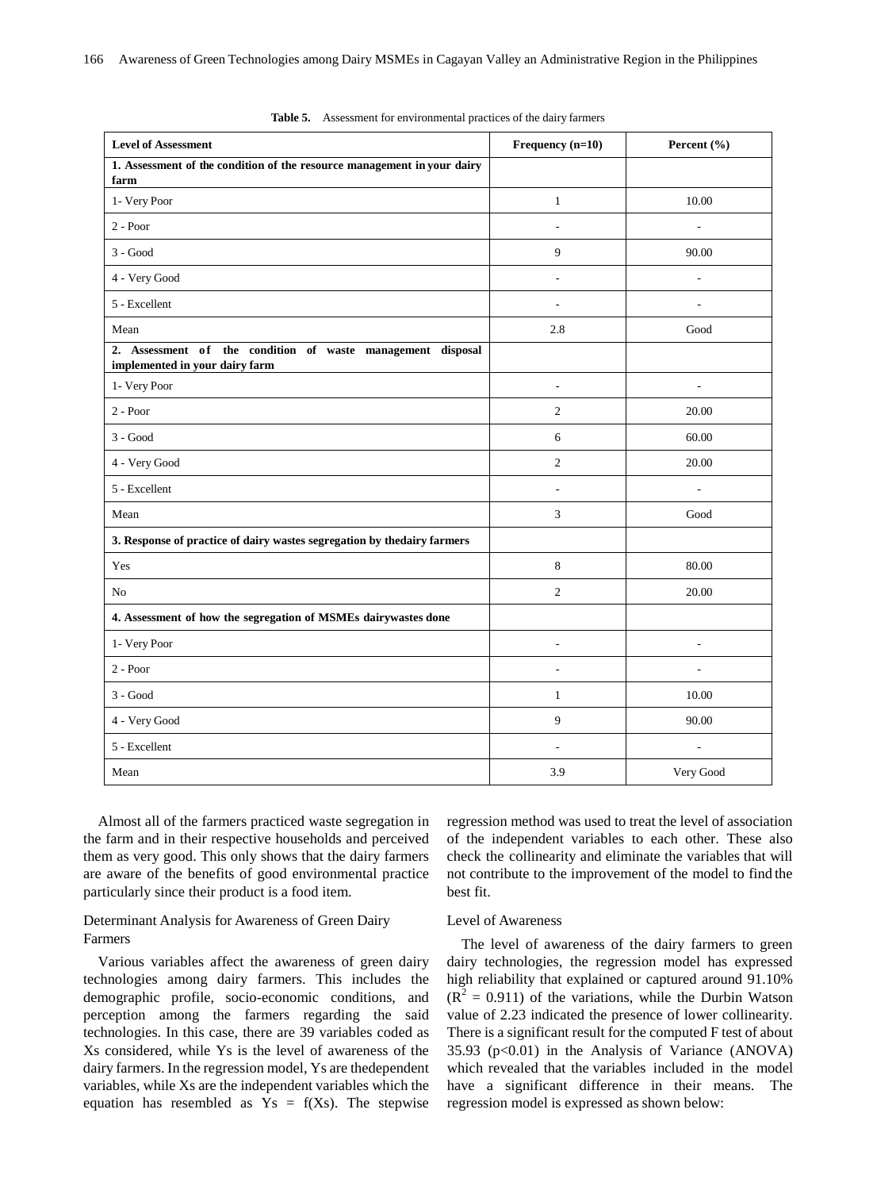**Table 5.** Assessment for environmental practices of the dairy farmers

| Level of Assessment | Frequency (n=10) | Percent (%) |
|---|---|---|
| **1. Assessment of the condition of the resource management in your dairy farm** | | |
| 1- Very Poor | 1 | 10.00 |
| 2 - Poor | - | - |
| 3 - Good | 9 | 90.00 |
| 4 - Very Good | - | - |
| 5 - Excellent | - | - |
| Mean | 2.8 | Good |
| **2. Assessment of the condition of waste management disposal implemented in your dairy farm** | | |
| 1- Very Poor | - | - |
| 2 - Poor | 2 | 20.00 |
| 3 - Good | 6 | 60.00 |
| 4 - Very Good | 2 | 20.00 |
| 5 - Excellent | - | - |
| Mean | 3 | Good |
| **3. Response of practice of dairy wastes segregation by thedairy farmers** | | |
| Yes | 8 | 80.00 |
| No | 2 | 20.00 |
| **4. Assessment of how the segregation of MSMEs dairywastes done** | | |
| 1- Very Poor | - | - |
| 2 - Poor | - | - |
| 3 - Good | 1 | 10.00 |
| 4 - Very Good | 9 | 90.00 |
| 5 - Excellent | - | - |
| Mean | 3.9 | Very Good |

Almost all of the farmers practiced waste segregation in the farm and in their respective households and perceived them as very good. This only shows that the dairy farmers are aware of the benefits of good environmental practice particularly since their product is a food item.

### Determinant Analysis for Awareness of Green Dairy Farmers

Various variables affect the awareness of green dairy technologies among dairy farmers. This includes the demographic profile, socio-economic conditions, and perception among the farmers regarding the said technologies. In this case, there are 39 variables coded as Xs considered, while Ys is the level of awareness of the dairy farmers. In the regression model, Ys are thedependent variables, while Xs are the independent variables which the equation has resembled as $Ys = f(Xs)$. The stepwise regression method was used to treat the level of association of the independent variables to each other. These also check the collinearity and eliminate the variables that will not contribute to the improvement of the model to find the best fit.

### Level of Awareness

The level of awareness of the dairy farmers to green dairy technologies, the regression model has expressed high reliability that explained or captured around 91.10% ($R^2 = 0.911$) of the variations, while the Durbin Watson value of 2.23 indicated the presence of lower collinearity. There is a significant result for the computed F test of about 35.93 ($p<0.01$) in the Analysis of Variance (ANOVA) which revealed that the variables included in the model have a significant difference in their means. The regression model is expressed as shown below: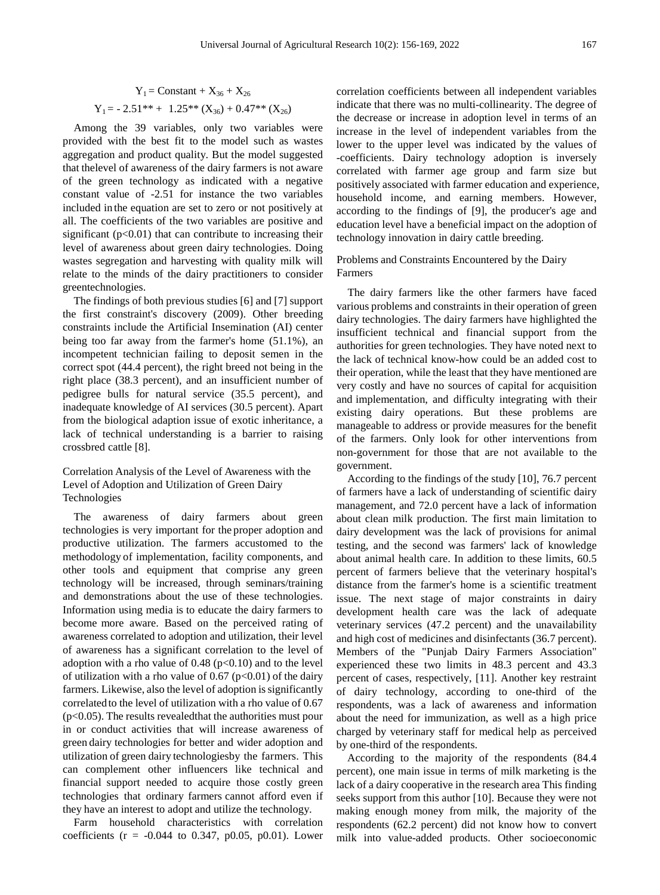$$Y_1 = \text{Constant} + X_{36} + X_{26}$$

$$Y_1 = -\ 2.51^{**} + \ 1.25^{**}\ (X_{36}) + 0.47^{**}\ (X_{26})$$

Among the 39 variables, only two variables were provided with the best fit to the model such as wastes aggregation and product quality. But the model suggested that thelevel of awareness of the dairy farmers is not aware of the green technology as indicated with a negative constant value of -2.51 for instance the two variables included in the equation are set to zero or not positively at all. The coefficients of the two variables are positive and significant ($p<0.01$) that can contribute to increasing their level of awareness about green dairy technologies. Doing wastes segregation and harvesting with quality milk will relate to the minds of the dairy practitioners to consider greentechnologies.

The findings of both previous studies [6] and [7] support the first constraint's discovery (2009). Other breeding constraints include the Artificial Insemination (AI) center being too far away from the farmer's home (51.1%), an incompetent technician failing to deposit semen in the correct spot (44.4 percent), the right breed not being in the right place (38.3 percent), and an insufficient number of pedigree bulls for natural service (35.5 percent), and inadequate knowledge of AI services (30.5 percent). Apart from the biological adaption issue of exotic inheritance, a lack of technical understanding is a barrier to raising crossbred cattle [8].

Correlation Analysis of the Level of Awareness with the Level of Adoption and Utilization of Green Dairy Technologies

The awareness of dairy farmers about green technologies is very important for the proper adoption and productive utilization. The farmers accustomed to the methodology of implementation, facility components, and other tools and equipment that comprise any green technology will be increased, through seminars/training and demonstrations about the use of these technologies. Information using media is to educate the dairy farmers to become more aware. Based on the perceived rating of awareness correlated to adoption and utilization, their level of awareness has a significant correlation to the level of adoption with a rho value of 0.48 ($p<0.10$) and to the level of utilization with a rho value of 0.67 ($p<0.01$) of the dairy farmers. Likewise, also the level of adoption is significantly correlated to the level of utilization with a rho value of 0.67 ($p<0.05$). The results revealedthat the authorities must pour in or conduct activities that will increase awareness of green dairy technologies for better and wider adoption and utilization of green dairy technologiesby the farmers. This can complement other influencers like technical and financial support needed to acquire those costly green technologies that ordinary farmers cannot afford even if they have an interest to adopt and utilize the technology.

Farm household characteristics with correlation coefficients (r = -0.044 to 0.347, p0.05, p0.01). Lower correlation coefficients between all independent variables indicate that there was no multi-collinearity. The degree of the decrease or increase in adoption level in terms of an increase in the level of independent variables from the lower to the upper level was indicated by the values of -coefficients. Dairy technology adoption is inversely correlated with farmer age group and farm size but positively associated with farmer education and experience, household income, and earning members. However, according to the findings of [9], the producer's age and education level have a beneficial impact on the adoption of technology innovation in dairy cattle breeding.

Problems and Constraints Encountered by the Dairy Farmers

The dairy farmers like the other farmers have faced various problems and constraints in their operation of green dairy technologies. The dairy farmers have highlighted the insufficient technical and financial support from the authorities for green technologies. They have noted next to the lack of technical know-how could be an added cost to their operation, while the least that they have mentioned are very costly and have no sources of capital for acquisition and implementation, and difficulty integrating with their existing dairy operations. But these problems are manageable to address or provide measures for the benefit of the farmers. Only look for other interventions from non-government for those that are not available to the government.

According to the findings of the study [10], 76.7 percent of farmers have a lack of understanding of scientific dairy management, and 72.0 percent have a lack of information about clean milk production. The first main limitation to dairy development was the lack of provisions for animal testing, and the second was farmers' lack of knowledge about animal health care. In addition to these limits, 60.5 percent of farmers believe that the veterinary hospital's distance from the farmer's home is a scientific treatment issue. The next stage of major constraints in dairy development health care was the lack of adequate veterinary services (47.2 percent) and the unavailability and high cost of medicines and disinfectants (36.7 percent). Members of the "Punjab Dairy Farmers Association" experienced these two limits in 48.3 percent and 43.3 percent of cases, respectively, [11]. Another key restraint of dairy technology, according to one-third of the respondents, was a lack of awareness and information about the need for immunization, as well as a high price charged by veterinary staff for medical help as perceived by one-third of the respondents.

According to the majority of the respondents (84.4 percent), one main issue in terms of milk marketing is the lack of a dairy cooperative in the research area This finding seeks support from this author [10]. Because they were not making enough money from milk, the majority of the respondents (62.2 percent) did not know how to convert milk into value-added products. Other socioeconomic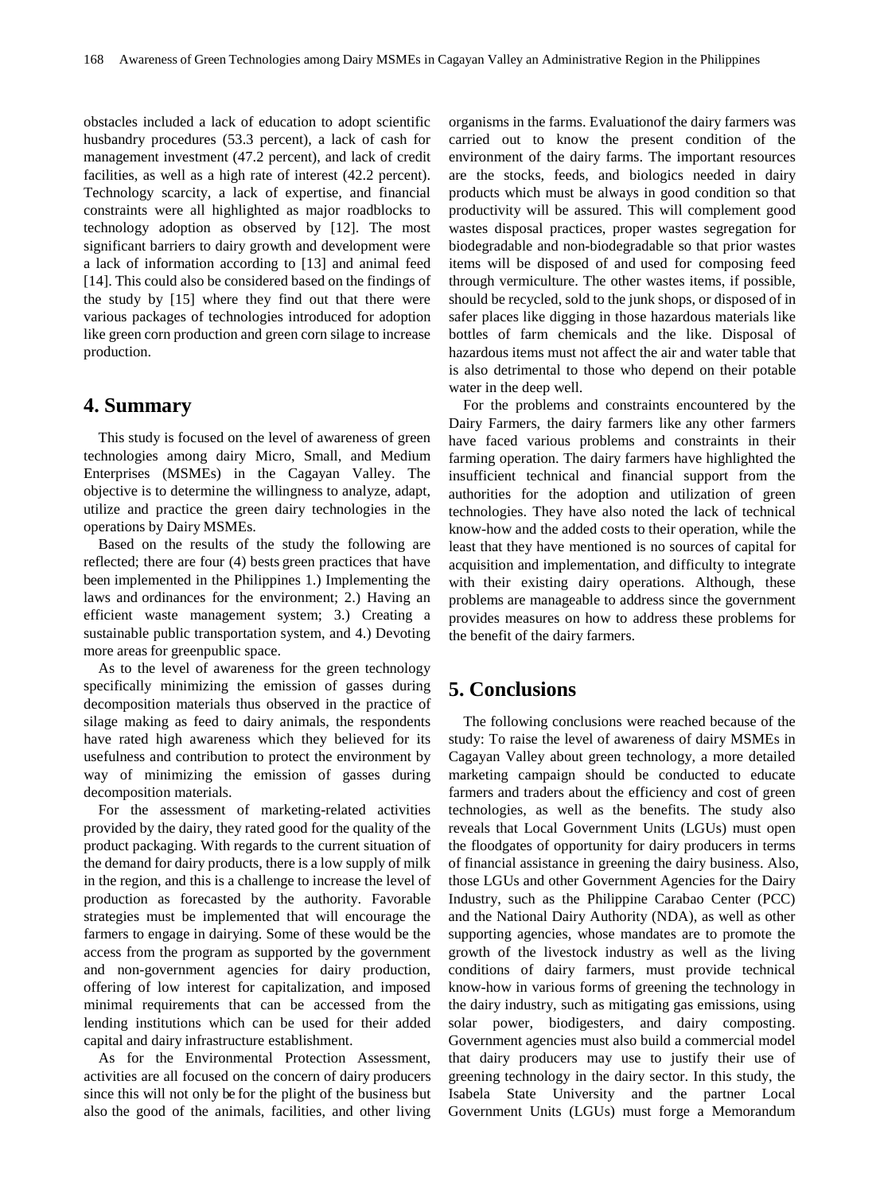obstacles included a lack of education to adopt scientific husbandry procedures (53.3 percent), a lack of cash for management investment (47.2 percent), and lack of credit facilities, as well as a high rate of interest (42.2 percent). Technology scarcity, a lack of expertise, and financial constraints were all highlighted as major roadblocks to technology adoption as observed by [12]. The most significant barriers to dairy growth and development were a lack of information according to [13] and animal feed [14]. This could also be considered based on the findings of the study by [15] where they find out that there were various packages of technologies introduced for adoption like green corn production and green corn silage to increase production.

## 4. Summary

This study is focused on the level of awareness of green technologies among dairy Micro, Small, and Medium Enterprises (MSMEs) in the Cagayan Valley. The objective is to determine the willingness to analyze, adapt, utilize and practice the green dairy technologies in the operations by Dairy MSMEs.

Based on the results of the study the following are reflected; there are four (4) bests green practices that have been implemented in the Philippines 1.) Implementing the laws and ordinances for the environment; 2.) Having an efficient waste management system; 3.) Creating a sustainable public transportation system, and 4.) Devoting more areas for greenpublic space.

As to the level of awareness for the green technology specifically minimizing the emission of gasses during decomposition materials thus observed in the practice of silage making as feed to dairy animals, the respondents have rated high awareness which they believed for its usefulness and contribution to protect the environment by way of minimizing the emission of gasses during decomposition materials.

For the assessment of marketing-related activities provided by the dairy, they rated good for the quality of the product packaging. With regards to the current situation of the demand for dairy products, there is a low supply of milk in the region, and this is a challenge to increase the level of production as forecasted by the authority. Favorable strategies must be implemented that will encourage the farmers to engage in dairying. Some of these would be the access from the program as supported by the government and non-government agencies for dairy production, offering of low interest for capitalization, and imposed minimal requirements that can be accessed from the lending institutions which can be used for their added capital and dairy infrastructure establishment.

As for the Environmental Protection Assessment, activities are all focused on the concern of dairy producers since this will not only be for the plight of the business but also the good of the animals, facilities, and other living organisms in the farms. Evaluationof the dairy farmers was carried out to know the present condition of the environment of the dairy farms. The important resources are the stocks, feeds, and biologics needed in dairy products which must be always in good condition so that productivity will be assured. This will complement good wastes disposal practices, proper wastes segregation for biodegradable and non-biodegradable so that prior wastes items will be disposed of and used for composing feed through vermiculture. The other wastes items, if possible, should be recycled, sold to the junk shops, or disposed of in safer places like digging in those hazardous materials like bottles of farm chemicals and the like. Disposal of hazardous items must not affect the air and water table that is also detrimental to those who depend on their potable water in the deep well.

For the problems and constraints encountered by the Dairy Farmers, the dairy farmers like any other farmers have faced various problems and constraints in their farming operation. The dairy farmers have highlighted the insufficient technical and financial support from the authorities for the adoption and utilization of green technologies. They have also noted the lack of technical know-how and the added costs to their operation, while the least that they have mentioned is no sources of capital for acquisition and implementation, and difficulty to integrate with their existing dairy operations. Although, these problems are manageable to address since the government provides measures on how to address these problems for the benefit of the dairy farmers.

## 5. Conclusions

The following conclusions were reached because of the study: To raise the level of awareness of dairy MSMEs in Cagayan Valley about green technology, a more detailed marketing campaign should be conducted to educate farmers and traders about the efficiency and cost of green technologies, as well as the benefits. The study also reveals that Local Government Units (LGUs) must open the floodgates of opportunity for dairy producers in terms of financial assistance in greening the dairy business. Also, those LGUs and other Government Agencies for the Dairy Industry, such as the Philippine Carabao Center (PCC) and the National Dairy Authority (NDA), as well as other supporting agencies, whose mandates are to promote the growth of the livestock industry as well as the living conditions of dairy farmers, must provide technical know-how in various forms of greening the technology in the dairy industry, such as mitigating gas emissions, using solar power, biodigesters, and dairy composting. Government agencies must also build a commercial model that dairy producers may use to justify their use of greening technology in the dairy sector. In this study, the Isabela State University and the partner Local Government Units (LGUs) must forge a Memorandum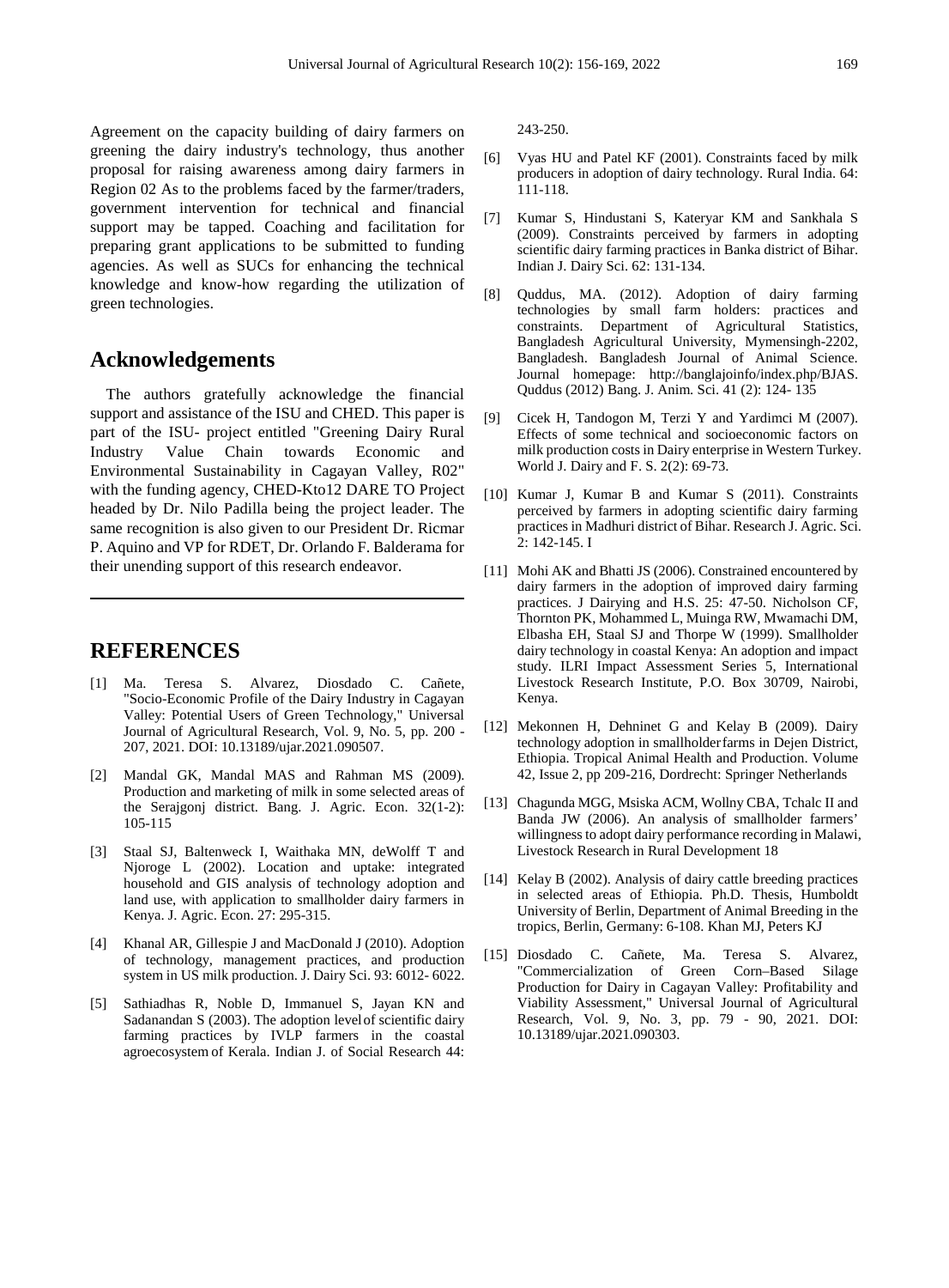Agreement on the capacity building of dairy farmers on greening the dairy industry's technology, thus another proposal for raising awareness among dairy farmers in Region 02 As to the problems faced by the farmer/traders, government intervention for technical and financial support may be tapped. Coaching and facilitation for preparing grant applications to be submitted to funding agencies. As well as SUCs for enhancing the technical knowledge and know-how regarding the utilization of green technologies.

## Acknowledgements

The authors gratefully acknowledge the financial support and assistance of the ISU and CHED. This paper is part of the ISU- project entitled "Greening Dairy Rural Industry Value Chain towards Economic and Environmental Sustainability in Cagayan Valley, R02" with the funding agency, CHED-Kto12 DARE TO Project headed by Dr. Nilo Padilla being the project leader. The same recognition is also given to our President Dr. Ricmar P. Aquino and VP for RDET, Dr. Orlando F. Balderama for their unending support of this research endeavor.

## REFERENCES

[1] Ma. Teresa S. Alvarez, Diosdado C. Cañete, "Socio-Economic Profile of the Dairy Industry in Cagayan Valley: Potential Users of Green Technology," Universal Journal of Agricultural Research, Vol. 9, No. 5, pp. 200 - 207, 2021. DOI: 10.13189/ujar.2021.090507.

[2] Mandal GK, Mandal MAS and Rahman MS (2009). Production and marketing of milk in some selected areas of the Serajgonj district. Bang. J. Agric. Econ. 32(1-2): 105-115

[3] Staal SJ, Baltenweck I, Waithaka MN, deWolff T and Njoroge L (2002). Location and uptake: integrated household and GIS analysis of technology adoption and land use, with application to smallholder dairy farmers in Kenya. J. Agric. Econ. 27: 295-315.

[4] Khanal AR, Gillespie J and MacDonald J (2010). Adoption of technology, management practices, and production system in US milk production. J. Dairy Sci. 93: 6012- 6022.

[5] Sathiadhas R, Noble D, Immanuel S, Jayan KN and Sadanandan S (2003). The adoption level of scientific dairy farming practices by IVLP farmers in the coastal agroecosystem of Kerala. Indian J. of Social Research 44: 243-250.

[6] Vyas HU and Patel KF (2001). Constraints faced by milk producers in adoption of dairy technology. Rural India. 64: 111-118.

[7] Kumar S, Hindustani S, Kateryar KM and Sankhala S (2009). Constraints perceived by farmers in adopting scientific dairy farming practices in Banka district of Bihar. Indian J. Dairy Sci. 62: 131-134.

[8] Quddus, MA. (2012). Adoption of dairy farming technologies by small farm holders: practices and constraints. Department of Agricultural Statistics, Bangladesh Agricultural University, Mymensingh-2202, Bangladesh. Bangladesh Journal of Animal Science. Journal homepage: http://banglajoinfo/index.php/BJAS. Quddus (2012) Bang. J. Anim. Sci. 41 (2): 124- 135

[9] Cicek H, Tandogon M, Terzi Y and Yardimci M (2007). Effects of some technical and socioeconomic factors on milk production costs in Dairy enterprise in Western Turkey. World J. Dairy and F. S. 2(2): 69-73.

[10] Kumar J, Kumar B and Kumar S (2011). Constraints perceived by farmers in adopting scientific dairy farming practices in Madhuri district of Bihar. Research J. Agric. Sci. 2: 142-145. I

[11] Mohi AK and Bhatti JS (2006). Constrained encountered by dairy farmers in the adoption of improved dairy farming practices. J Dairying and H.S. 25: 47-50. Nicholson CF, Thornton PK, Mohammed L, Muinga RW, Mwamachi DM, Elbasha EH, Staal SJ and Thorpe W (1999). Smallholder dairy technology in coastal Kenya: An adoption and impact study. ILRI Impact Assessment Series 5, International Livestock Research Institute, P.O. Box 30709, Nairobi, Kenya.

[12] Mekonnen H, Dehninet G and Kelay B (2009). Dairy technology adoption in smallholder farms in Dejen District, Ethiopia. Tropical Animal Health and Production. Volume 42, Issue 2, pp 209-216, Dordrecht: Springer Netherlands

[13] Chagunda MGG, Msiska ACM, Wollny CBA, Tchalc II and Banda JW (2006). An analysis of smallholder farmers' willingness to adopt dairy performance recording in Malawi, Livestock Research in Rural Development 18

[14] Kelay B (2002). Analysis of dairy cattle breeding practices in selected areas of Ethiopia. Ph.D. Thesis, Humboldt University of Berlin, Department of Animal Breeding in the tropics, Berlin, Germany: 6-108. Khan MJ, Peters KJ

[15] Diosdado C. Cañete, Ma. Teresa S. Alvarez, "Commercialization of Green Corn–Based Silage Production for Dairy in Cagayan Valley: Profitability and Viability Assessment," Universal Journal of Agricultural Research, Vol. 9, No. 3, pp. 79 - 90, 2021. DOI: 10.13189/ujar.2021.090303.